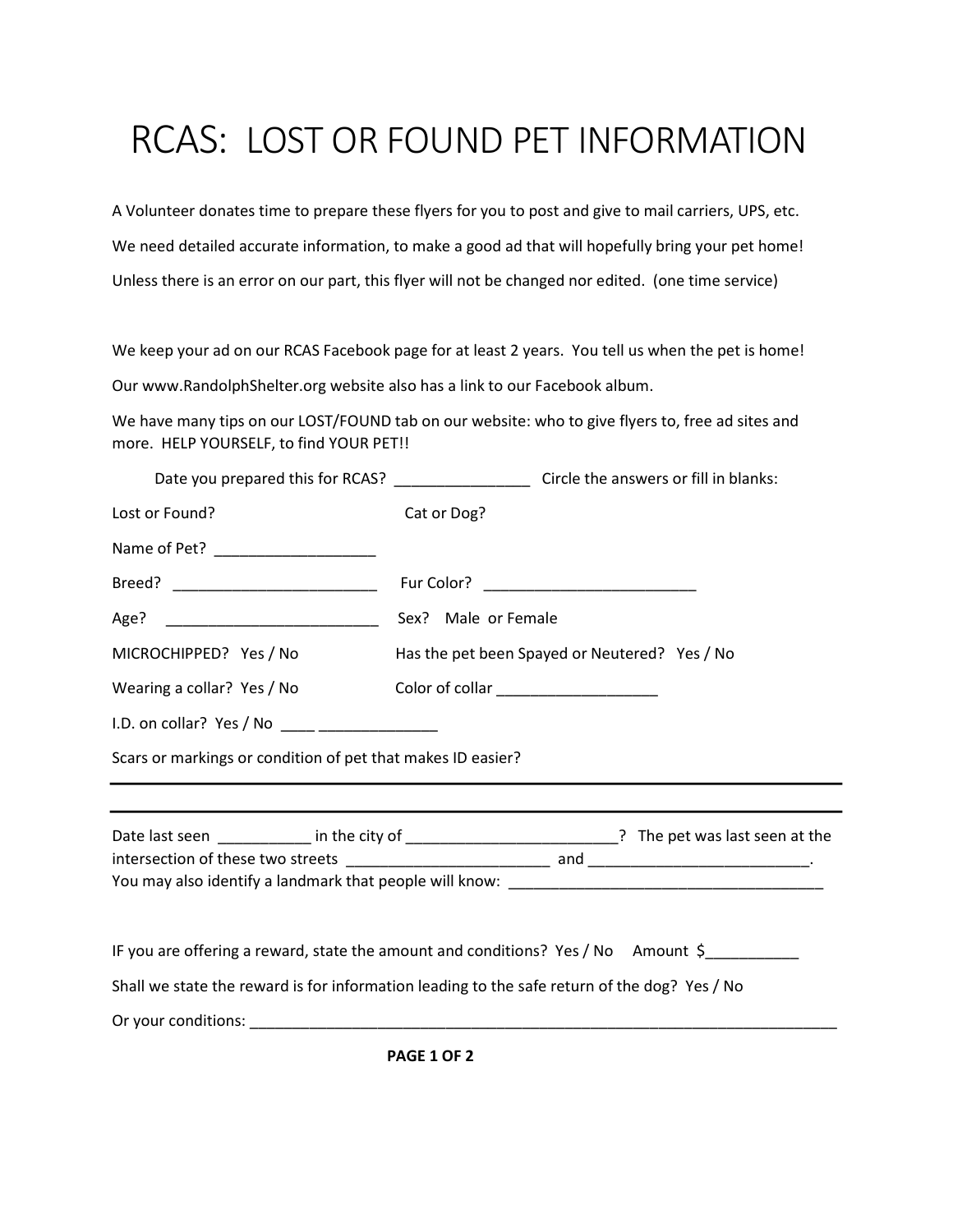# RCAS: LOST OR FOUND PET INFORMATION

A Volunteer donates time to prepare these flyers for you to post and give to mail carriers, UPS, etc.

We need detailed accurate information, to make a good ad that will hopefully bring your pet home!

Unless there is an error on our part, this flyer will not be changed nor edited. (one time service)

We keep your ad on our RCAS Facebook page for at least 2 years. You tell us when the pet is home!

Our www.RandolphShelter.org website also has a link to our Facebook album.

We have many tips on our LOST/FOUND tab on our website: who to give flyers to, free ad sites and more. HELP YOURSELF, to find YOUR PET!!

Date you prepared this for RCAS? ________________ Circle the answers or fill in blanks:

Lost or Found? Cat or Dog?

Name of Pet? ___________________

Breed? _________________________ Fur Color? _________________________

Age? _________________________ Sex? Male or Female

MICROCHIPPED? Yes / No Has the pet been Spayed or Neutered? Yes / No

Wearing a collar? Yes / No Color of collar ___________________

I.D. on collar? Yes / No ____ ______________

Scars or markings or condition of pet that makes ID easier?

---

---

Date last seen ___________ in the city of _________________________? The pet was last seen at the intersection of these two streets _________________________ and _________________________.
You may also identify a landmark that people will know: ______________________________________

IF you are offering a reward, state the amount and conditions? Yes / No Amount $___________

Shall we state the reward is for information leading to the safe return of the dog? Yes / No

Or your conditions: _________________________________________________________________________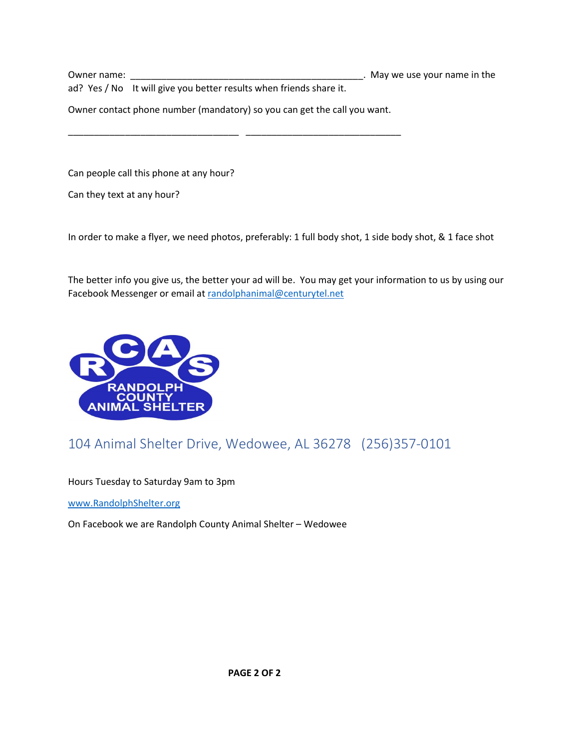Owner name: _______________________________________________. May we use your name in the ad? Yes / No It will give you better results when friends share it.

Owner contact phone number (mandatory) so you can get the call you want.

__________________________________ _______________________________

Can people call this phone at any hour?

Can they text at any hour?

In order to make a flyer, we need photos, preferably: 1 full body shot, 1 side body shot, & 1 face shot

The better info you give us, the better your ad will be. You may get your information to us by using our Facebook Messenger or email at randolphanimal@centurytel.net

RCAS
RANDOLPH COUNTY ANIMAL SHELTER

104 Animal Shelter Drive, Wedowee, AL 36278 (256)357-0101

Hours Tuesday to Saturday 9am to 3pm

www.RandolphShelter.org

On Facebook we are Randolph County Animal Shelter – Wedowee